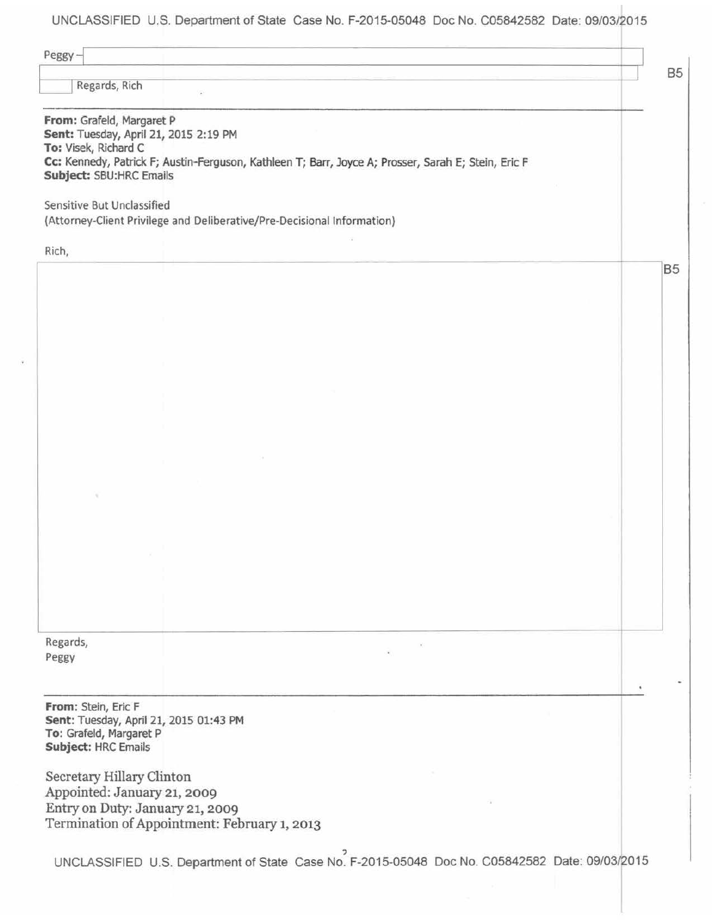Peggy –

B5

Regards, Rich

---

**From:** Grafeld, Margaret P
**Sent:** Tuesday, April 21, 2015 2:19 PM
**To:** Visek, Richard C
**Cc:** Kennedy, Patrick F; Austin-Ferguson, Kathleen T; Barr, Joyce A; Prosser, Sarah E; Stein, Eric F
**Subject:** SBU:HRC Emails

Sensitive But Unclassified
(Attorney-Client Privilege and Deliberative/Pre-Decisional Information)

Rich,

B5

Regards,
Peggy

---

**From:** Stein, Eric F
**Sent:** Tuesday, April 21, 2015 01:43 PM
**To:** Grafeld, Margaret P
**Subject:** HRC Emails

Secretary Hillary Clinton
Appointed: January 21, 2009
Entry on Duty: January 21, 2009
Termination of Appointment: February 1, 2013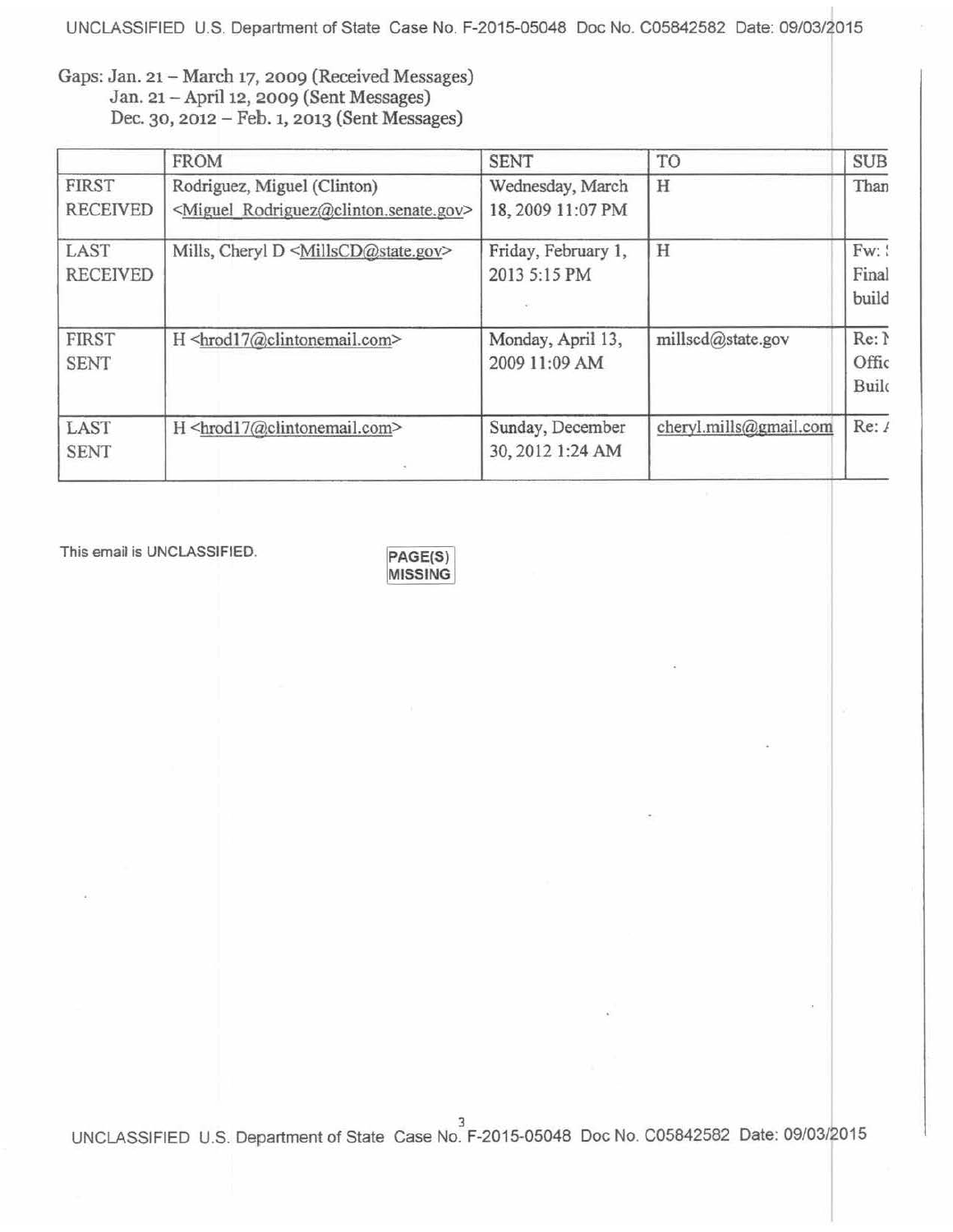Gaps: Jan. 21 – March 17, 2009 (Received Messages)
Jan. 21 – April 12, 2009 (Sent Messages)
Dec. 30, 2012 – Feb. 1, 2013 (Sent Messages)

| | FROM | SENT | TO | SUB |
|---|---|---|---|---|
| FIRST RECEIVED | Rodriguez, Miguel (Clinton) <Miguel_Rodriguez@clinton.senate.gov> | Wednesday, March 18, 2009 11:07 PM | H | Than |
| LAST RECEIVED | Mills, Cheryl D <MillsCD@state.gov> | Friday, February 1, 2013 5:15 PM | H | Fw: ! Final build |
| FIRST SENT | H <hrod17@clintonemail.com> | Monday, April 13, 2009 11:09 AM | millscd@state.gov | Re: I Offic Buil( |
| LAST SENT | H <hrod17@clintonemail.com> | Sunday, December 30, 2012 1:24 AM | cheryl.mills@gmail.com | Re: / |

This email is UNCLASSIFIED.

PAGE(S) MISSING